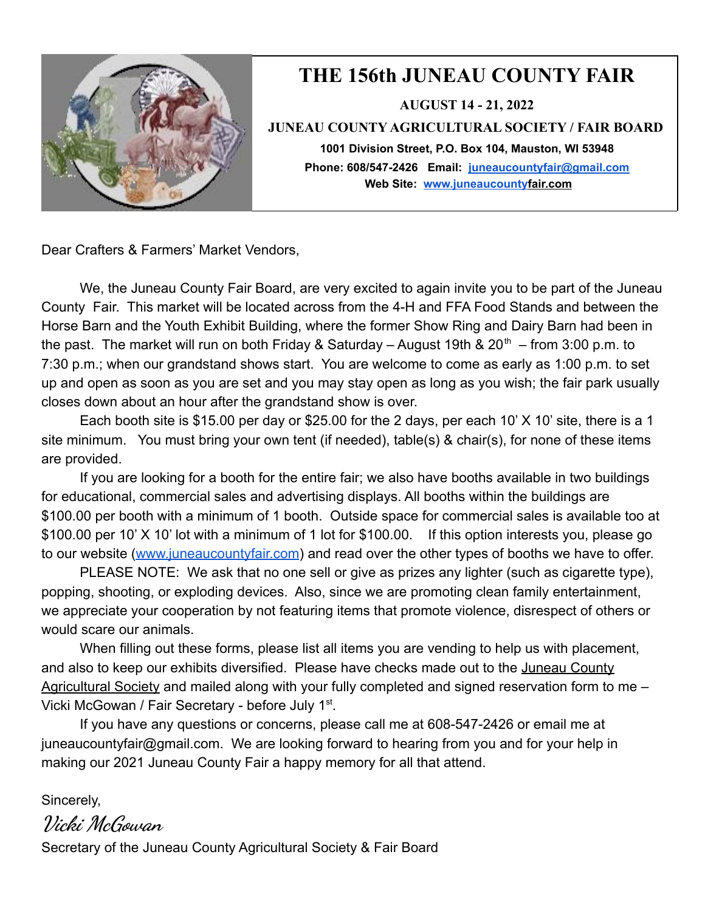# THE 156th JUNEAU COUNTY FAIR

**AUGUST 14 - 21, 2022**

**JUNEAU COUNTY AGRICULTURAL SOCIETY / FAIR BOARD**

**1001 Division Street, P.O. Box 104, Mauston, WI 53948**

**Phone: 608/547-2426 Email: juneaucountyfair@gmail.com**

**Web Site: www.juneaucountyfair.com**

Dear Crafters & Farmers' Market Vendors,

We, the Juneau County Fair Board, are very excited to again invite you to be part of the Juneau County Fair. This market will be located across from the 4-H and FFA Food Stands and between the Horse Barn and the Youth Exhibit Building, where the former Show Ring and Dairy Barn had been in the past. The market will run on both Friday & Saturday – August 19th & 20th – from 3:00 p.m. to 7:30 p.m.; when our grandstand shows start. You are welcome to come as early as 1:00 p.m. to set up and open as soon as you are set and you may stay open as long as you wish; the fair park usually closes down about an hour after the grandstand show is over.

Each booth site is $15.00 per day or $25.00 for the 2 days, per each 10' X 10' site, there is a 1 site minimum. You must bring your own tent (if needed), table(s) & chair(s), for none of these items are provided.

If you are looking for a booth for the entire fair; we also have booths available in two buildings for educational, commercial sales and advertising displays. All booths within the buildings are $100.00 per booth with a minimum of 1 booth. Outside space for commercial sales is available too at $100.00 per 10' X 10' lot with a minimum of 1 lot for $100.00. If this option interests you, please go to our website (www.juneaucountyfair.com) and read over the other types of booths we have to offer.

PLEASE NOTE: We ask that no one sell or give as prizes any lighter (such as cigarette type), popping, shooting, or exploding devices. Also, since we are promoting clean family entertainment, we appreciate your cooperation by not featuring items that promote violence, disrespect of others or would scare our animals.

When filling out these forms, please list all items you are vending to help us with placement, and also to keep our exhibits diversified. Please have checks made out to the Juneau County Agricultural Society and mailed along with your fully completed and signed reservation form to me – Vicki McGowan / Fair Secretary - before July 1st.

If you have any questions or concerns, please call me at 608-547-2426 or email me at juneaucountyfair@gmail.com. We are looking forward to hearing from you and for your help in making our 2021 Juneau County Fair a happy memory for all that attend.

Sincerely,

*Vicki McGowan*

Secretary of the Juneau County Agricultural Society & Fair Board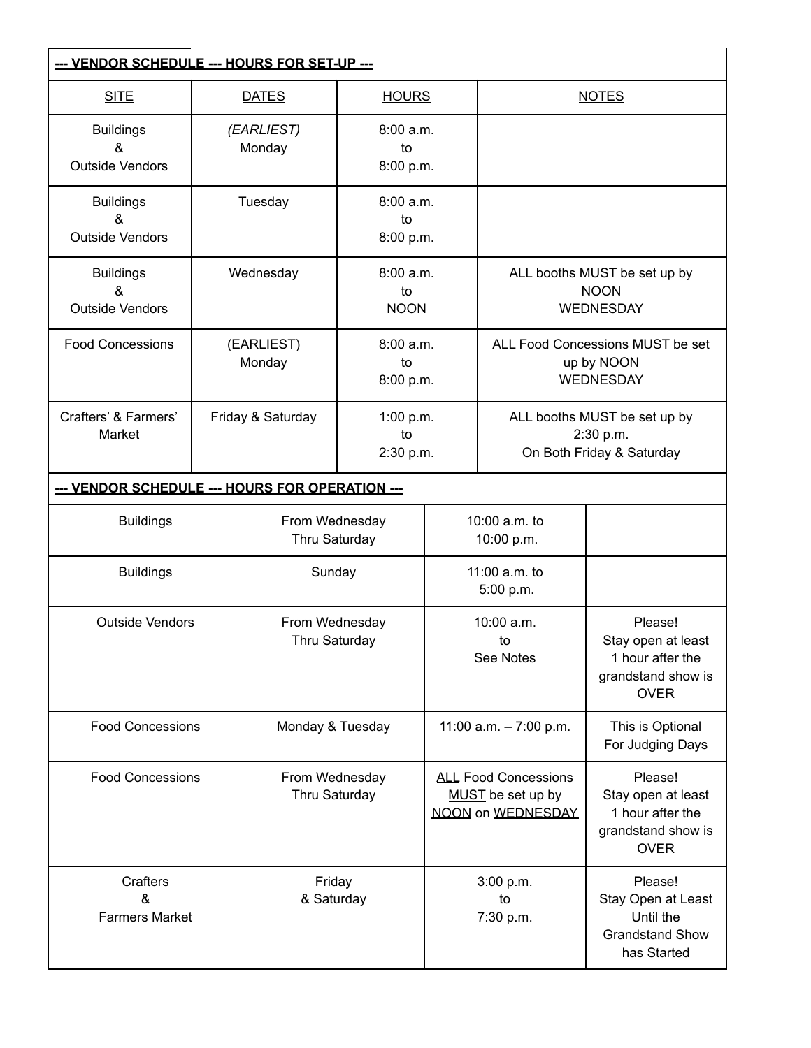| **--- VENDOR SCHEDULE --- HOURS FOR SET-UP ---** | | | |
|---|---|---|---|
| SITE | DATES | HOURS | NOTES |
| Buildings & Outside Vendors | *(EARLIEST)* Monday | 8:00 a.m. to 8:00 p.m. | |
| Buildings & Outside Vendors | Tuesday | 8:00 a.m. to 8:00 p.m. | |
| Buildings & Outside Vendors | Wednesday | 8:00 a.m. to NOON | ALL booths MUST be set up by NOON WEDNESDAY |
| Food Concessions | (EARLIEST) Monday | 8:00 a.m. to 8:00 p.m. | ALL Food Concessions MUST be set up by NOON WEDNESDAY |
| Crafters' & Farmers' Market | Friday & Saturday | 1:00 p.m. to 2:30 p.m. | ALL booths MUST be set up by 2:30 p.m. On Both Friday & Saturday |

| **--- VENDOR SCHEDULE --- HOURS FOR OPERATION ---** | | | |
|---|---|---|---|
| Buildings | From Wednesday Thru Saturday | 10:00 a.m. to 10:00 p.m. | |
| Buildings | Sunday | 11:00 a.m. to 5:00 p.m. | |
| Outside Vendors | From Wednesday Thru Saturday | 10:00 a.m. to See Notes | Please! Stay open at least 1 hour after the grandstand show is OVER |
| Food Concessions | Monday & Tuesday | 11:00 a.m. – 7:00 p.m. | This is Optional For Judging Days |
| Food Concessions | From Wednesday Thru Saturday | ALL Food Concessions MUST be set up by NOON on WEDNESDAY | Please! Stay open at least 1 hour after the grandstand show is OVER |
| Crafters & Farmers Market | Friday & Saturday | 3:00 p.m. to 7:30 p.m. | Please! Stay Open at Least Until the Grandstand Show has Started |